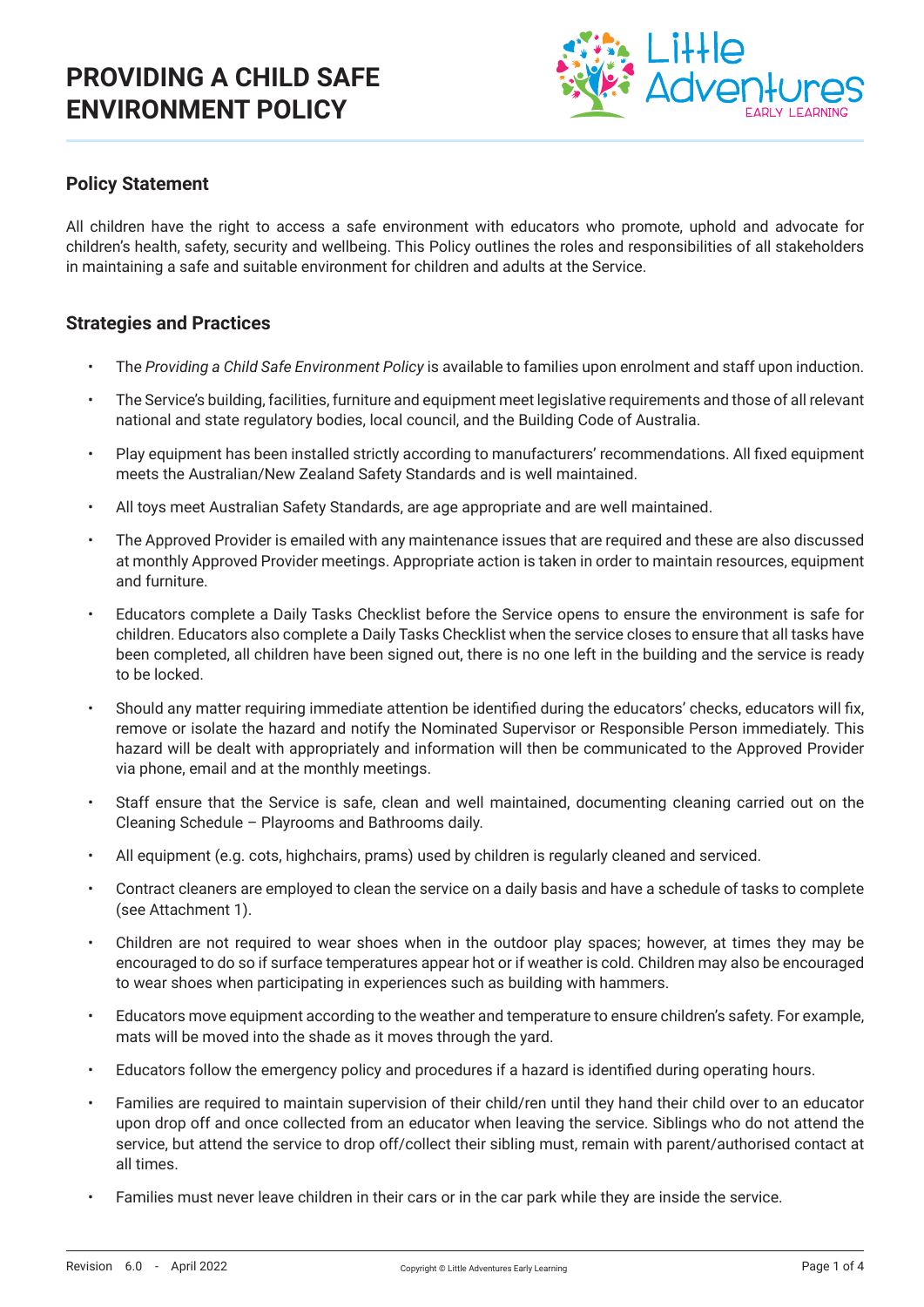# PROVIDING A CHILD SAFE ENVIRONMENT POLICY

## Policy Statement

All children have the right to access a safe environment with educators who promote, uphold and advocate for children's health, safety, security and wellbeing. This Policy outlines the roles and responsibilities of all stakeholders in maintaining a safe and suitable environment for children and adults at the Service.

## Strategies and Practices

- The *Providing a Child Safe Environment Policy* is available to families upon enrolment and staff upon induction.
- The Service's building, facilities, furniture and equipment meet legislative requirements and those of all relevant national and state regulatory bodies, local council, and the Building Code of Australia.
- Play equipment has been installed strictly according to manufacturers' recommendations. All fixed equipment meets the Australian/New Zealand Safety Standards and is well maintained.
- All toys meet Australian Safety Standards, are age appropriate and are well maintained.
- The Approved Provider is emailed with any maintenance issues that are required and these are also discussed at monthly Approved Provider meetings. Appropriate action is taken in order to maintain resources, equipment and furniture.
- Educators complete a Daily Tasks Checklist before the Service opens to ensure the environment is safe for children. Educators also complete a Daily Tasks Checklist when the service closes to ensure that all tasks have been completed, all children have been signed out, there is no one left in the building and the service is ready to be locked.
- Should any matter requiring immediate attention be identified during the educators' checks, educators will fix, remove or isolate the hazard and notify the Nominated Supervisor or Responsible Person immediately. This hazard will be dealt with appropriately and information will then be communicated to the Approved Provider via phone, email and at the monthly meetings.
- Staff ensure that the Service is safe, clean and well maintained, documenting cleaning carried out on the Cleaning Schedule – Playrooms and Bathrooms daily.
- All equipment (e.g. cots, highchairs, prams) used by children is regularly cleaned and serviced.
- Contract cleaners are employed to clean the service on a daily basis and have a schedule of tasks to complete (see Attachment 1).
- Children are not required to wear shoes when in the outdoor play spaces; however, at times they may be encouraged to do so if surface temperatures appear hot or if weather is cold. Children may also be encouraged to wear shoes when participating in experiences such as building with hammers.
- Educators move equipment according to the weather and temperature to ensure children's safety. For example, mats will be moved into the shade as it moves through the yard.
- Educators follow the emergency policy and procedures if a hazard is identified during operating hours.
- Families are required to maintain supervision of their child/ren until they hand their child over to an educator upon drop off and once collected from an educator when leaving the service. Siblings who do not attend the service, but attend the service to drop off/collect their sibling must, remain with parent/authorised contact at all times.
- Families must never leave children in their cars or in the car park while they are inside the service.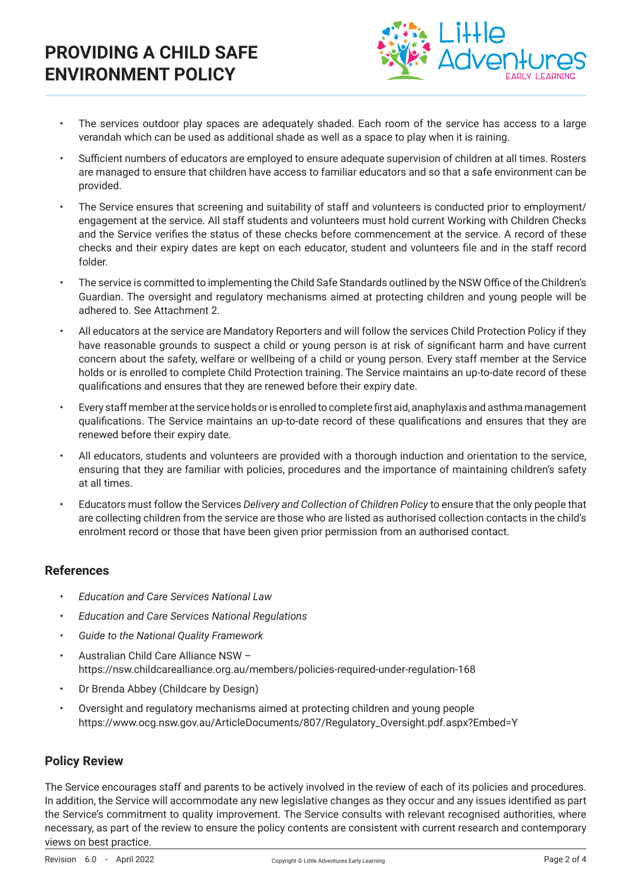- The services outdoor play spaces are adequately shaded. Each room of the service has access to a large verandah which can be used as additional shade as well as a space to play when it is raining.
- Sufficient numbers of educators are employed to ensure adequate supervision of children at all times. Rosters are managed to ensure that children have access to familiar educators and so that a safe environment can be provided.
- The Service ensures that screening and suitability of staff and volunteers is conducted prior to employment/ engagement at the service. All staff students and volunteers must hold current Working with Children Checks and the Service verifies the status of these checks before commencement at the service. A record of these checks and their expiry dates are kept on each educator, student and volunteers file and in the staff record folder.
- The service is committed to implementing the Child Safe Standards outlined by the NSW Office of the Children's Guardian. The oversight and regulatory mechanisms aimed at protecting children and young people will be adhered to. See Attachment 2.
- All educators at the service are Mandatory Reporters and will follow the services Child Protection Policy if they have reasonable grounds to suspect a child or young person is at risk of significant harm and have current concern about the safety, welfare or wellbeing of a child or young person. Every staff member at the Service holds or is enrolled to complete Child Protection training. The Service maintains an up-to-date record of these qualifications and ensures that they are renewed before their expiry date.
- Every staff member at the service holds or is enrolled to complete first aid, anaphylaxis and asthma management qualifications. The Service maintains an up-to-date record of these qualifications and ensures that they are renewed before their expiry date.
- All educators, students and volunteers are provided with a thorough induction and orientation to the service, ensuring that they are familiar with policies, procedures and the importance of maintaining children's safety at all times.
- Educators must follow the Services *Delivery and Collection of Children Policy* to ensure that the only people that are collecting children from the service are those who are listed as authorised collection contacts in the child's enrolment record or those that have been given prior permission from an authorised contact.

## References

- *Education and Care Services National Law*
- *Education and Care Services National Regulations*
- *Guide to the National Quality Framework*
- Australian Child Care Alliance NSW – https://nsw.childcarealliance.org.au/members/policies-required-under-regulation-168
- Dr Brenda Abbey (Childcare by Design)
- Oversight and regulatory mechanisms aimed at protecting children and young people https://www.ocg.nsw.gov.au/ArticleDocuments/807/Regulatory_Oversight.pdf.aspx?Embed=Y

## Policy Review

The Service encourages staff and parents to be actively involved in the review of each of its policies and procedures. In addition, the Service will accommodate any new legislative changes as they occur and any issues identified as part the Service's commitment to quality improvement. The Service consults with relevant recognised authorities, where necessary, as part of the review to ensure the policy contents are consistent with current research and contemporary views on best practice.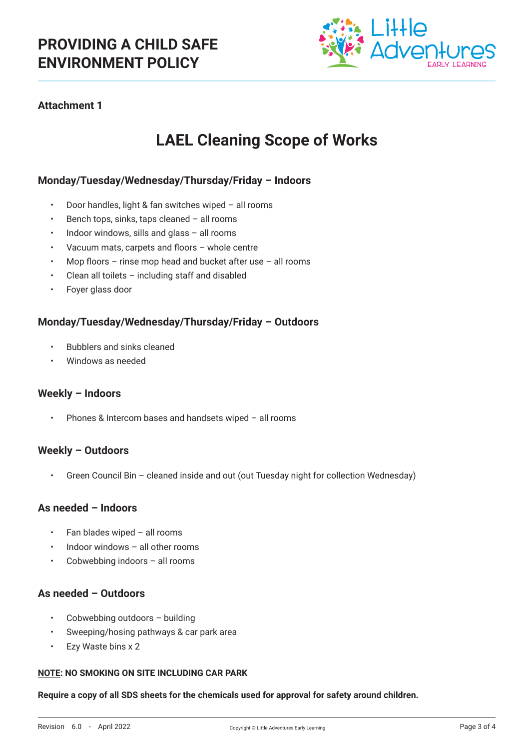# PROVIDING A CHILD SAFE ENVIRONMENT POLICY

**Attachment 1**

## LAEL Cleaning Scope of Works

### Monday/Tuesday/Wednesday/Thursday/Friday – Indoors

- Door handles, light & fan switches wiped – all rooms
- Bench tops, sinks, taps cleaned – all rooms
- Indoor windows, sills and glass – all rooms
- Vacuum mats, carpets and floors – whole centre
- Mop floors – rinse mop head and bucket after use – all rooms
- Clean all toilets – including staff and disabled
- Foyer glass door

### Monday/Tuesday/Wednesday/Thursday/Friday – Outdoors

- Bubblers and sinks cleaned
- Windows as needed

### Weekly – Indoors

- Phones & Intercom bases and handsets wiped – all rooms

### Weekly – Outdoors

- Green Council Bin – cleaned inside and out (out Tuesday night for collection Wednesday)

### As needed – Indoors

- Fan blades wiped – all rooms
- Indoor windows – all other rooms
- Cobwebbing indoors – all rooms

### As needed – Outdoors

- Cobwebbing outdoors – building
- Sweeping/hosing pathways & car park area
- Ezy Waste bins x 2

**NOTE: NO SMOKING ON SITE INCLUDING CAR PARK**

**Require a copy of all SDS sheets for the chemicals used for approval for safety around children.**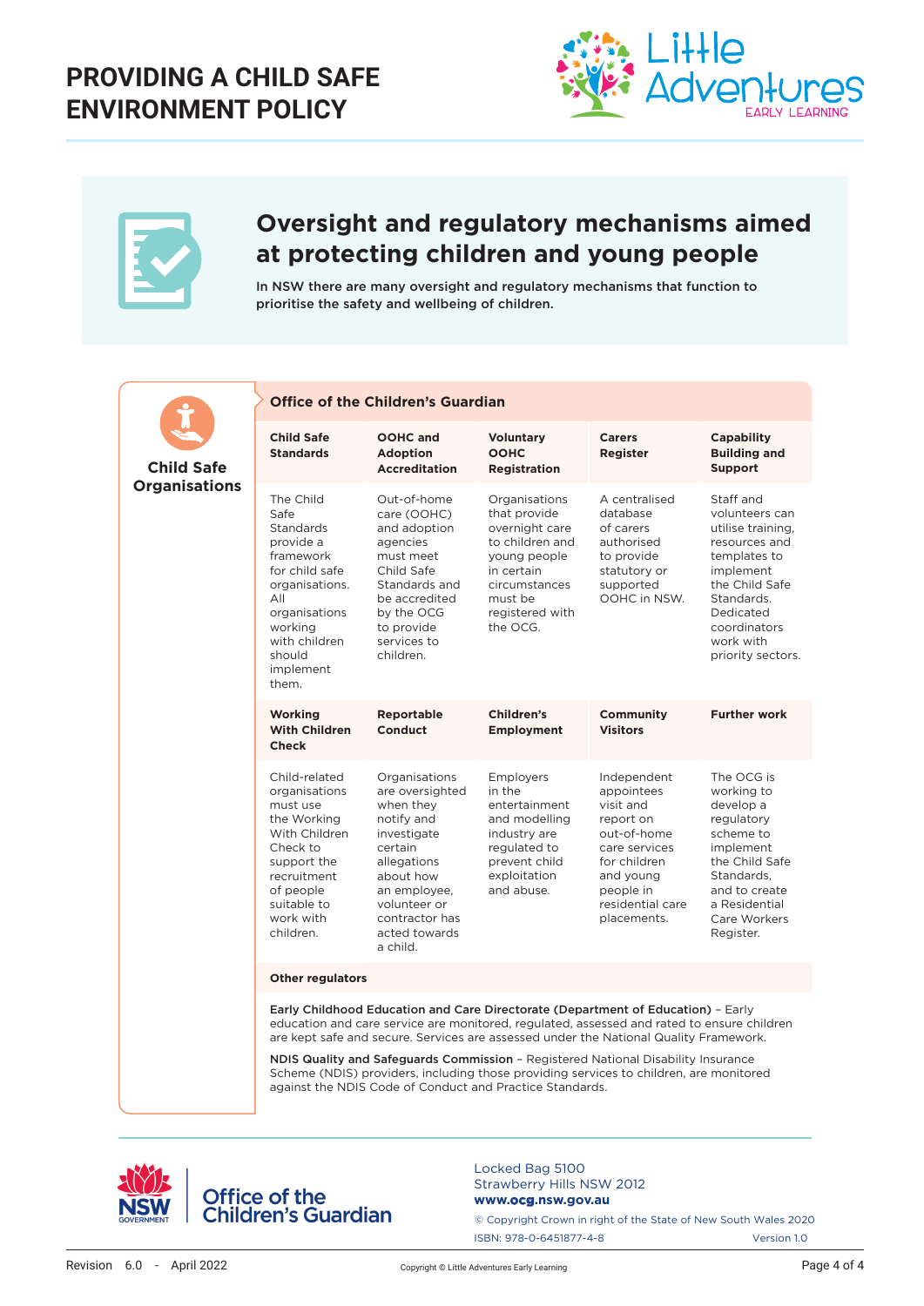# PROVIDING A CHILD SAFE ENVIRONMENT POLICY

## Oversight and regulatory mechanisms aimed at protecting children and young people

In NSW there are many oversight and regulatory mechanisms that function to prioritise the safety and wellbeing of children.

**Child Safe Organisations**

### Office of the Children's Guardian

| Child Safe Standards | OOHC and Adoption Accreditation | Voluntary OOHC Registration | Carers Register | Capability Building and Support |
|---|---|---|---|---|
| The Child Safe Standards provide a framework for child safe organisations. All organisations working with children should implement them. | Out-of-home care (OOHC) and adoption agencies must meet Child Safe Standards and be accredited by the OCG to provide services to children. | Organisations that provide overnight care to children and young people in certain circumstances must be registered with the OCG. | A centralised database of carers authorised to provide statutory or supported OOHC in NSW. | Staff and volunteers can utilise training, resources and templates to implement the Child Safe Standards. Dedicated coordinators work with priority sectors. |
| **Working With Children Check** | **Reportable Conduct** | **Children's Employment** | **Community Visitors** | **Further work** |
| Child-related organisations must use the Working With Children Check to support the recruitment of people suitable to work with children. | Organisations are oversighted when they notify and investigate certain allegations about how an employee, volunteer or contractor has acted towards a child. | Employers in the entertainment and modelling industry are regulated to prevent child exploitation and abuse. | Independent appointees visit and report on out-of-home care services for children and young people in residential care placements. | The OCG is working to develop a regulatory scheme to implement the Child Safe Standards, and to create a Residential Care Workers Register. |

**Other regulators**

**Early Childhood Education and Care Directorate (Department of Education)** – Early education and care service are monitored, regulated, assessed and rated to ensure children are kept safe and secure. Services are assessed under the National Quality Framework.

**NDIS Quality and Safeguards Commission** – Registered National Disability Insurance Scheme (NDIS) providers, including those providing services to children, are monitored against the NDIS Code of Conduct and Practice Standards.

NSW GOVERNMENT | Office of the Children's Guardian

Locked Bag 5100
Strawberry Hills NSW 2012
**www.ocg.nsw.gov.au**

© Copyright Crown in right of the State of New South Wales 2020
ISBN: 978-0-6451877-4-8 Version 1.0